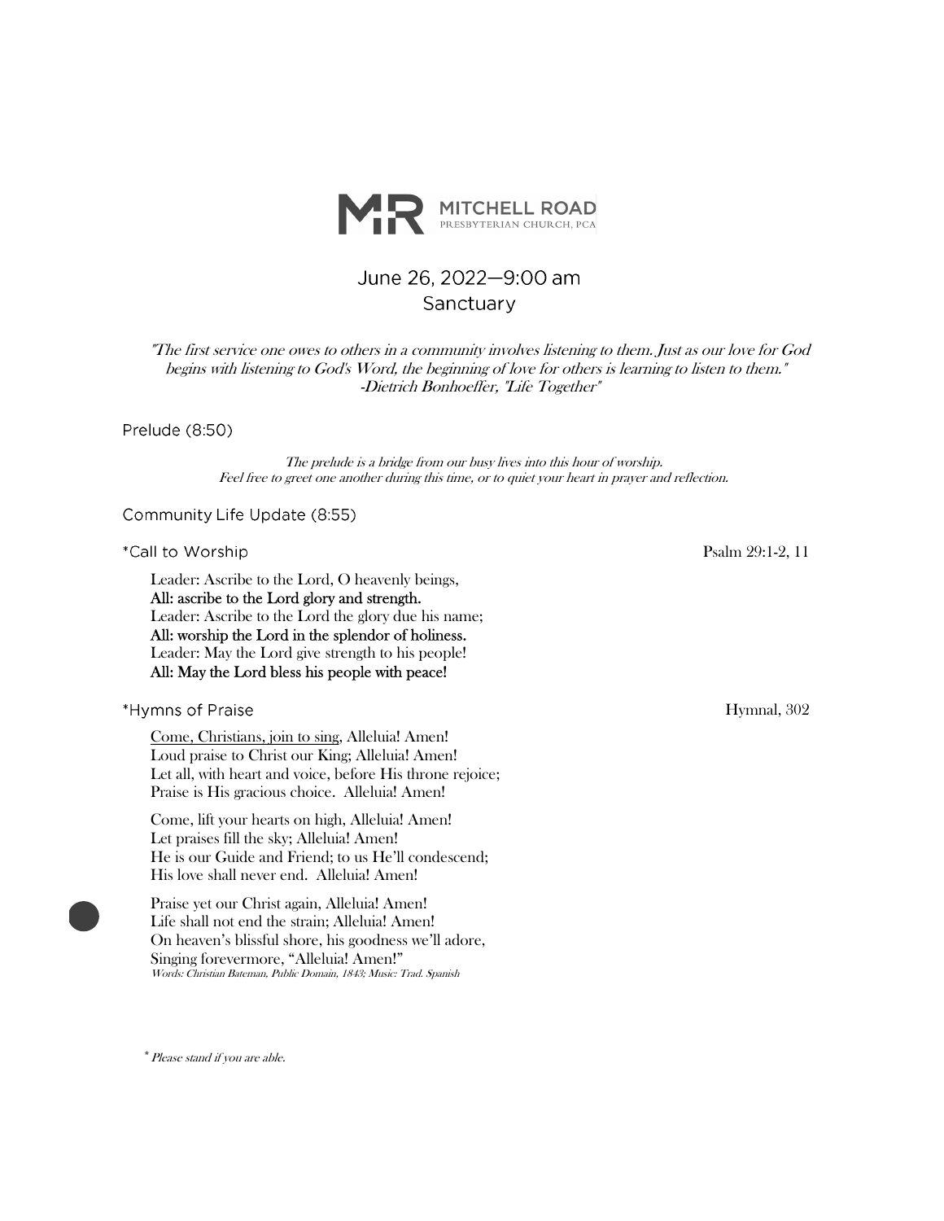MITCHELL ROAD
PRESBYTERIAN CHURCH, PCA

# June 26, 2022—9:00 am
## Sanctuary

*"The first service one owes to others in a community involves listening to them. Just as our love for God begins with listening to God's Word, the beginning of love for others is learning to listen to them."*
*-Dietrich Bonhoeffer, "Life Together"*

### Prelude (8:50)

*The prelude is a bridge from our busy lives into this hour of worship.*
*Feel free to greet one another during this time, or to quiet your heart in prayer and reflection.*

### Community Life Update (8:55)

### *Call to Worship — Psalm 29:1-2, 11

Leader: Ascribe to the Lord, O heavenly beings,
**All: ascribe to the Lord glory and strength.**
Leader: Ascribe to the Lord the glory due his name;
**All: worship the Lord in the splendor of holiness.**
Leader: May the Lord give strength to his people!
**All: May the Lord bless his people with peace!**

### *Hymns of Praise — Hymnal, 302

<u>Come, Christians, join to sing</u>, Alleluia! Amen!
Loud praise to Christ our King; Alleluia! Amen!
Let all, with heart and voice, before His throne rejoice;
Praise is His gracious choice. Alleluia! Amen!

Come, lift your hearts on high, Alleluia! Amen!
Let praises fill the sky; Alleluia! Amen!
He is our Guide and Friend; to us He'll condescend;
His love shall never end. Alleluia! Amen!

Praise yet our Christ again, Alleluia! Amen!
Life shall not end the strain; Alleluia! Amen!
On heaven's blissful shore, his goodness we'll adore,
Singing forevermore, "Alleluia! Amen!"
*Words: Christian Bateman, Public Domain, 1843; Music: Trad. Spanish*

\* *Please stand if you are able.*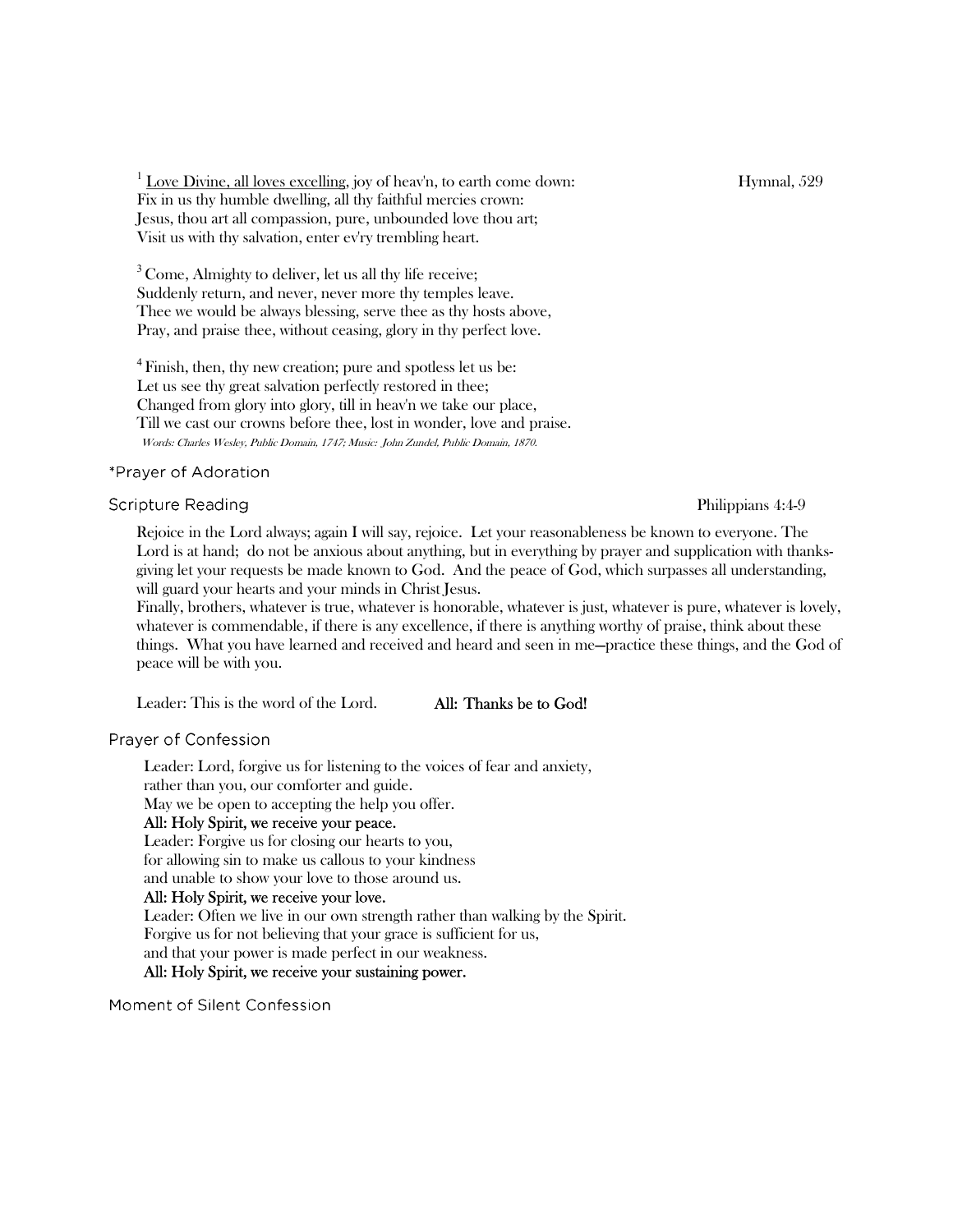[1] <u>Love Divine, all loves excelling</u>, joy of heav'n, to earth come down: Hymnal, 529
Fix in us thy humble dwelling, all thy faithful mercies crown:
Jesus, thou art all compassion, pure, unbounded love thou art;
Visit us with thy salvation, enter ev'ry trembling heart.

[3] Come, Almighty to deliver, let us all thy life receive;
Suddenly return, and never, never more thy temples leave.
Thee we would be always blessing, serve thee as thy hosts above,
Pray, and praise thee, without ceasing, glory in thy perfect love.

[4] Finish, then, thy new creation; pure and spotless let us be:
Let us see thy great salvation perfectly restored in thee;
Changed from glory into glory, till in heav'n we take our place,
Till we cast our crowns before thee, lost in wonder, love and praise.
*Words: Charles Wesley, Public Domain, 1747; Music: John Zundel, Public Domain, 1870.*

### *Prayer of Adoration

### Scripture Reading — Philippians 4:4-9

Rejoice in the Lord always; again I will say, rejoice. Let your reasonableness be known to everyone. The Lord is at hand; do not be anxious about anything, but in everything by prayer and supplication with thanksgiving let your requests be made known to God. And the peace of God, which surpasses all understanding, will guard your hearts and your minds in Christ Jesus.
Finally, brothers, whatever is true, whatever is honorable, whatever is just, whatever is pure, whatever is lovely, whatever is commendable, if there is any excellence, if there is anything worthy of praise, think about these things. What you have learned and received and heard and seen in me—practice these things, and the God of peace will be with you.

Leader: This is the word of the Lord. **All: Thanks be to God!**

### Prayer of Confession

Leader: Lord, forgive us for listening to the voices of fear and anxiety,
rather than you, our comforter and guide.
May we be open to accepting the help you offer.
**All: Holy Spirit, we receive your peace.**
Leader: Forgive us for closing our hearts to you,
for allowing sin to make us callous to your kindness
and unable to show your love to those around us.
**All: Holy Spirit, we receive your love.**
Leader: Often we live in our own strength rather than walking by the Spirit.
Forgive us for not believing that your grace is sufficient for us,
and that your power is made perfect in our weakness.
**All: Holy Spirit, we receive your sustaining power.**

### Moment of Silent Confession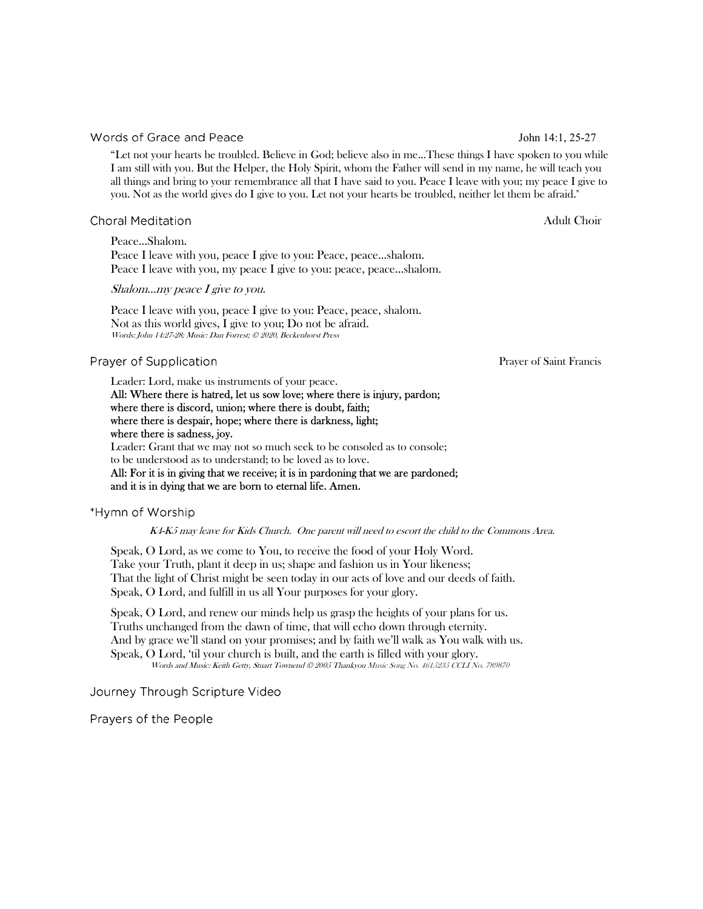## Words of Grace and Peace

John 14:1, 25-27

"Let not your hearts be troubled. Believe in God; believe also in me…These things I have spoken to you while I am still with you. But the Helper, the Holy Spirit, whom the Father will send in my name, he will teach you all things and bring to your remembrance all that I have said to you. Peace I leave with you; my peace I give to you. Not as the world gives do I give to you. Let not your hearts be troubled, neither let them be afraid."

## Choral Meditation

Adult Choir

Peace…Shalom.
Peace I leave with you, peace I give to you: Peace, peace…shalom.
Peace I leave with you, my peace I give to you: peace, peace…shalom.

*Shalom…my peace I give to you.*

Peace I leave with you, peace I give to you: Peace, peace, shalom.
Not as this world gives, I give to you; Do not be afraid.
*Words: John 14:27-28; Music: Dan Forrest; © 2020, Beckenhorst Press*

## Prayer of Supplication

Prayer of Saint Francis

Leader: Lord, make us instruments of your peace.
**All: Where there is hatred, let us sow love; where there is injury, pardon;**
**where there is discord, union; where there is doubt, faith;**
**where there is despair, hope; where there is darkness, light;**
**where there is sadness, joy.**
Leader: Grant that we may not so much seek to be consoled as to console;
to be understood as to understand; to be loved as to love.
**All: For it is in giving that we receive; it is in pardoning that we are pardoned;**
**and it is in dying that we are born to eternal life. Amen.**

## *Hymn of Worship

*K4-K5 may leave for Kids Church. One parent will need to escort the child to the Commons Area.*

Speak, O Lord, as we come to You, to receive the food of your Holy Word.
Take your Truth, plant it deep in us; shape and fashion us in Your likeness;
That the light of Christ might be seen today in our acts of love and our deeds of faith.
Speak, O Lord, and fulfill in us all Your purposes for your glory.

Speak, O Lord, and renew our minds help us grasp the heights of your plans for us.
Truths unchanged from the dawn of time, that will echo down through eternity.
And by grace we'll stand on your promises; and by faith we'll walk as You walk with us.
Speak, O Lord, 'til your church is built, and the earth is filled with your glory.
*Words and Music: Keith Getty, Stuart Townend © 2005 Thankyou Music Song No. 4615235 CCLI No. 789870*

## Journey Through Scripture Video

## Prayers of the People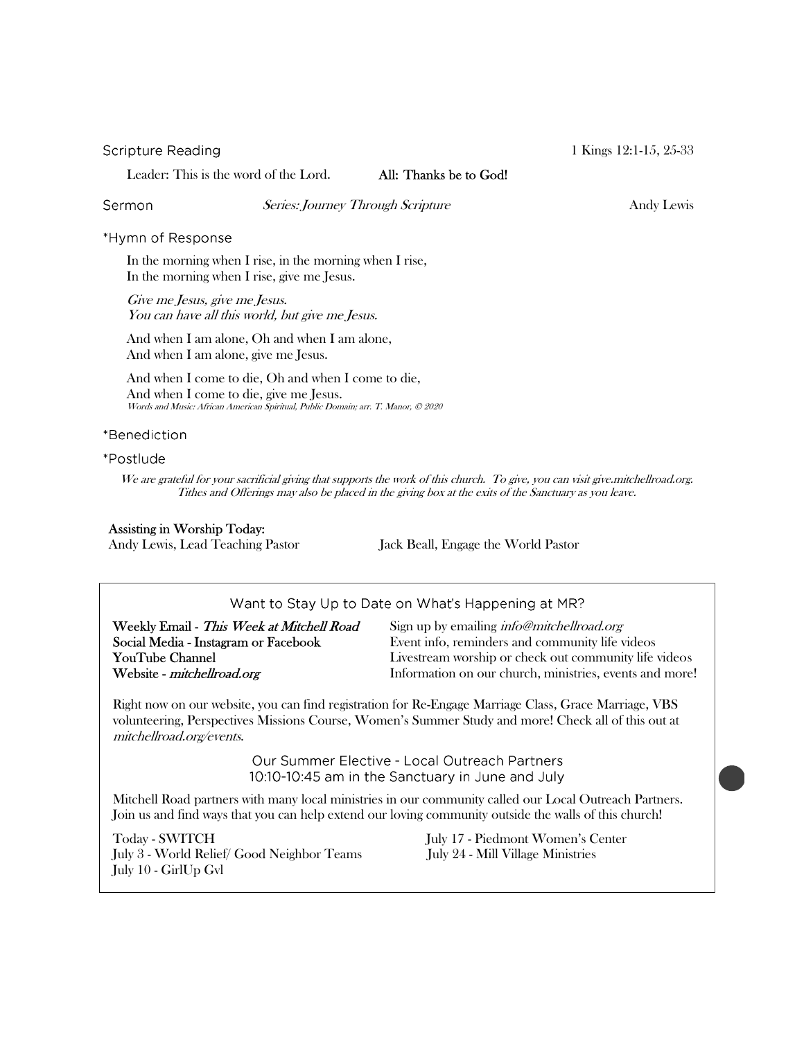Scripture Reading 1 Kings 12:1-15, 25-33

Leader: This is the word of the Lord. **All: Thanks be to God!**

Sermon *Series: Journey Through Scripture* Andy Lewis

*Hymn of Response

In the morning when I rise, in the morning when I rise,
In the morning when I rise, give me Jesus.

*Give me Jesus, give me Jesus.*
*You can have all this world, but give me Jesus.*

And when I am alone, Oh and when I am alone,
And when I am alone, give me Jesus.

And when I come to die, Oh and when I come to die,
And when I come to die, give me Jesus.
*Words and Music: African American Spiritual, Public Domain; arr. T. Manor, © 2020*

*Benediction

*Postlude

*We are grateful for your sacrificial giving that supports the work of this church. To give, you can visit give.mitchellroad.org. Tithes and Offerings may also be placed in the giving box at the exits of the Sanctuary as you leave.*

**Assisting in Worship Today:**
Andy Lewis, Lead Teaching Pastor
Jack Beall, Engage the World Pastor

## Want to Stay Up to Date on What's Happening at MR?

**Weekly Email - *This Week at Mitchell Road*** Sign up by emailing *info@mitchellroad.org*
**Social Media - Instagram or Facebook** Event info, reminders and community life videos
**YouTube Channel** Livestream worship or check out community life videos
**Website - *mitchellroad.org*** Information on our church, ministries, events and more!

Right now on our website, you can find registration for Re-Engage Marriage Class, Grace Marriage, VBS volunteering, Perspectives Missions Course, Women's Summer Study and more! Check all of this out at *mitchellroad.org/events*.

## Our Summer Elective - Local Outreach Partners
### 10:10-10:45 am in the Sanctuary in June and July

Mitchell Road partners with many local ministries in our community called our Local Outreach Partners. Join us and find ways that you can help extend our loving community outside the walls of this church!

Today - SWITCH
July 3 - World Relief/ Good Neighbor Teams
July 10 - GirlUp Gvl
July 17 - Piedmont Women's Center
July 24 - Mill Village Ministries